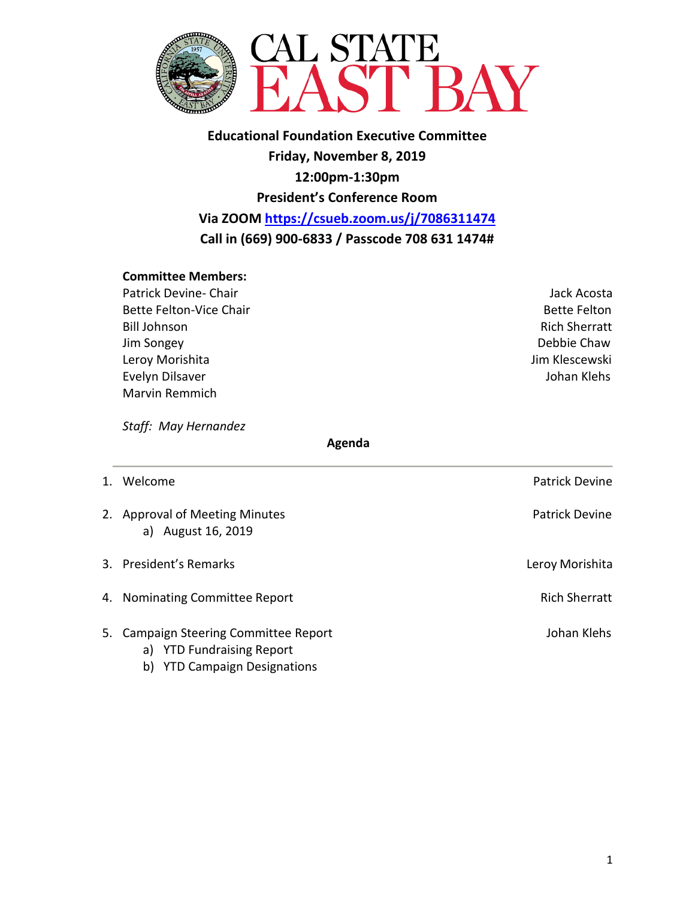# CAL STATE EAST BAY

**Educational Foundation Executive Committee**

**Friday, November 8, 2019**

**12:00pm-1:30pm**

**President's Conference Room**

**Via ZOOM [https://csueb.zoom.us/j/7086311474](https://csueb.zoom.us/j/7086311474)**

**Call in (669) 900-6833 / Passcode 708 631 1474#**

**Committee Members:**

| | |
|---|---|
| Patrick Devine- Chair | Jack Acosta |
| Bette Felton-Vice Chair | Bette Felton |
| Bill Johnson | Rich Sherratt |
| Jim Songey | Debbie Chaw |
| Leroy Morishita | Jim Klescewski |
| Evelyn Dilsaver | Johan Klehs |
| Marvin Remmich | |

*Staff: May Hernandez*

**Agenda**

---

1. Welcome — Patrick Devine
2. Approval of Meeting Minutes — Patrick Devine
   a) August 16, 2019
3. President's Remarks — Leroy Morishita
4. Nominating Committee Report — Rich Sherratt
5. Campaign Steering Committee Report — Johan Klehs
   a) YTD Fundraising Report
   b) YTD Campaign Designations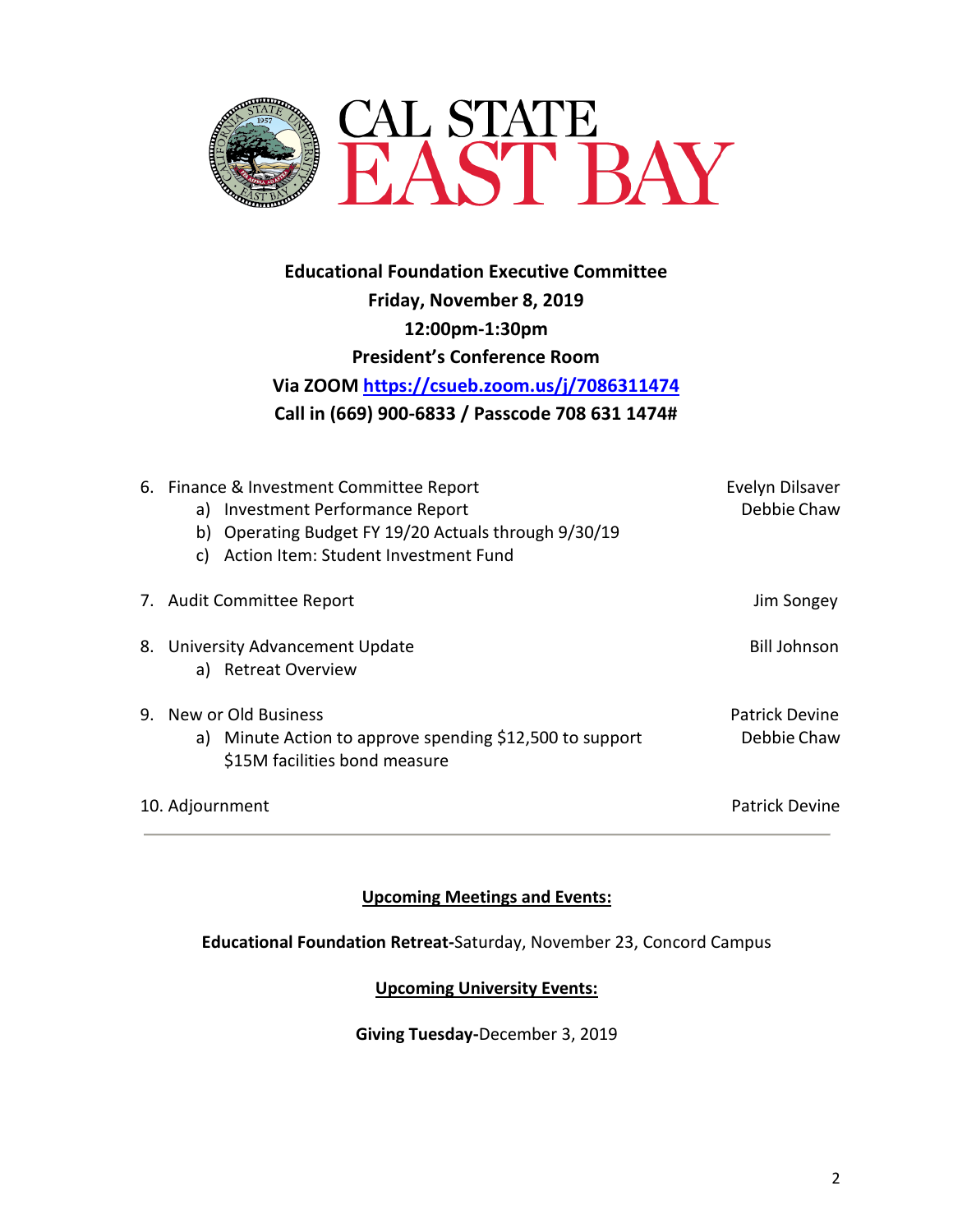CAL STATE EAST BAY

**Educational Foundation Executive Committee**
**Friday, November 8, 2019**
**12:00pm-1:30pm**
**President's Conference Room**
**Via ZOOM [https://csueb.zoom.us/j/7086311474](https://csueb.zoom.us/j/7086311474)**
**Call in (669) 900-6833 / Passcode 708 631 1474#**

| | |
|---|---|
| 6. Finance & Investment Committee Report | Evelyn Dilsaver |
| a) Investment Performance Report | Debbie Chaw |
| b) Operating Budget FY 19/20 Actuals through 9/30/19 | |
| c) Action Item: Student Investment Fund | |
| 7. Audit Committee Report | Jim Songey |
| 8. University Advancement Update | Bill Johnson |
| a) Retreat Overview | |
| 9. New or Old Business | Patrick Devine |
| a) Minute Action to approve spending $12,500 to support $15M facilities bond measure | Debbie Chaw |
| 10. Adjournment | Patrick Devine |

---

**Upcoming Meetings and Events:**

**Educational Foundation Retreat-**Saturday, November 23, Concord Campus

**Upcoming University Events:**

**Giving Tuesday-**December 3, 2019